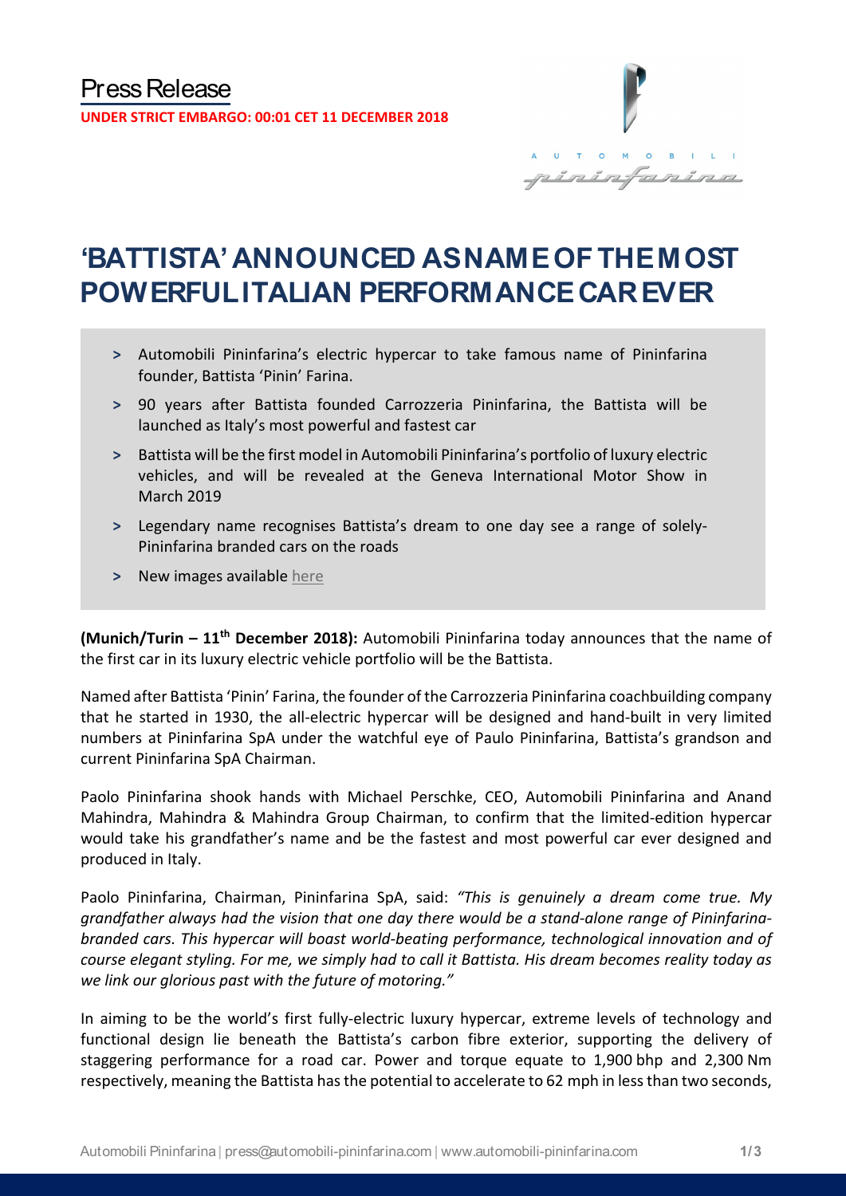Press Release

**UNDER STRICT EMBARGO: 00:01 CET 11 DECEMBER 2018**

# 'BATTISTA' ANNOUNCED AS NAME OF THE MOST POWERFUL ITALIAN PERFORMANCE CAR EVER

- Automobili Pininfarina's electric hypercar to take famous name of Pininfarina founder, Battista 'Pinin' Farina.
- 90 years after Battista founded Carrozzeria Pininfarina, the Battista will be launched as Italy's most powerful and fastest car
- Battista will be the first model in Automobili Pininfarina's portfolio of luxury electric vehicles, and will be revealed at the Geneva International Motor Show in March 2019
- Legendary name recognises Battista's dream to one day see a range of solely-Pininfarina branded cars on the roads
- New images available here

**(Munich/Turin – 11th December 2018):** Automobili Pininfarina today announces that the name of the first car in its luxury electric vehicle portfolio will be the Battista.

Named after Battista 'Pinin' Farina, the founder of the Carrozzeria Pininfarina coachbuilding company that he started in 1930, the all-electric hypercar will be designed and hand-built in very limited numbers at Pininfarina SpA under the watchful eye of Paulo Pininfarina, Battista's grandson and current Pininfarina SpA Chairman.

Paolo Pininfarina shook hands with Michael Perschke, CEO, Automobili Pininfarina and Anand Mahindra, Mahindra & Mahindra Group Chairman, to confirm that the limited-edition hypercar would take his grandfather's name and be the fastest and most powerful car ever designed and produced in Italy.

Paolo Pininfarina, Chairman, Pininfarina SpA, said: *"This is genuinely a dream come true. My grandfather always had the vision that one day there would be a stand-alone range of Pininfarina-branded cars. This hypercar will boast world-beating performance, technological innovation and of course elegant styling. For me, we simply had to call it Battista. His dream becomes reality today as we link our glorious past with the future of motoring."*

In aiming to be the world's first fully-electric luxury hypercar, extreme levels of technology and functional design lie beneath the Battista's carbon fibre exterior, supporting the delivery of staggering performance for a road car. Power and torque equate to 1,900 bhp and 2,300 Nm respectively, meaning the Battista has the potential to accelerate to 62 mph in less than two seconds,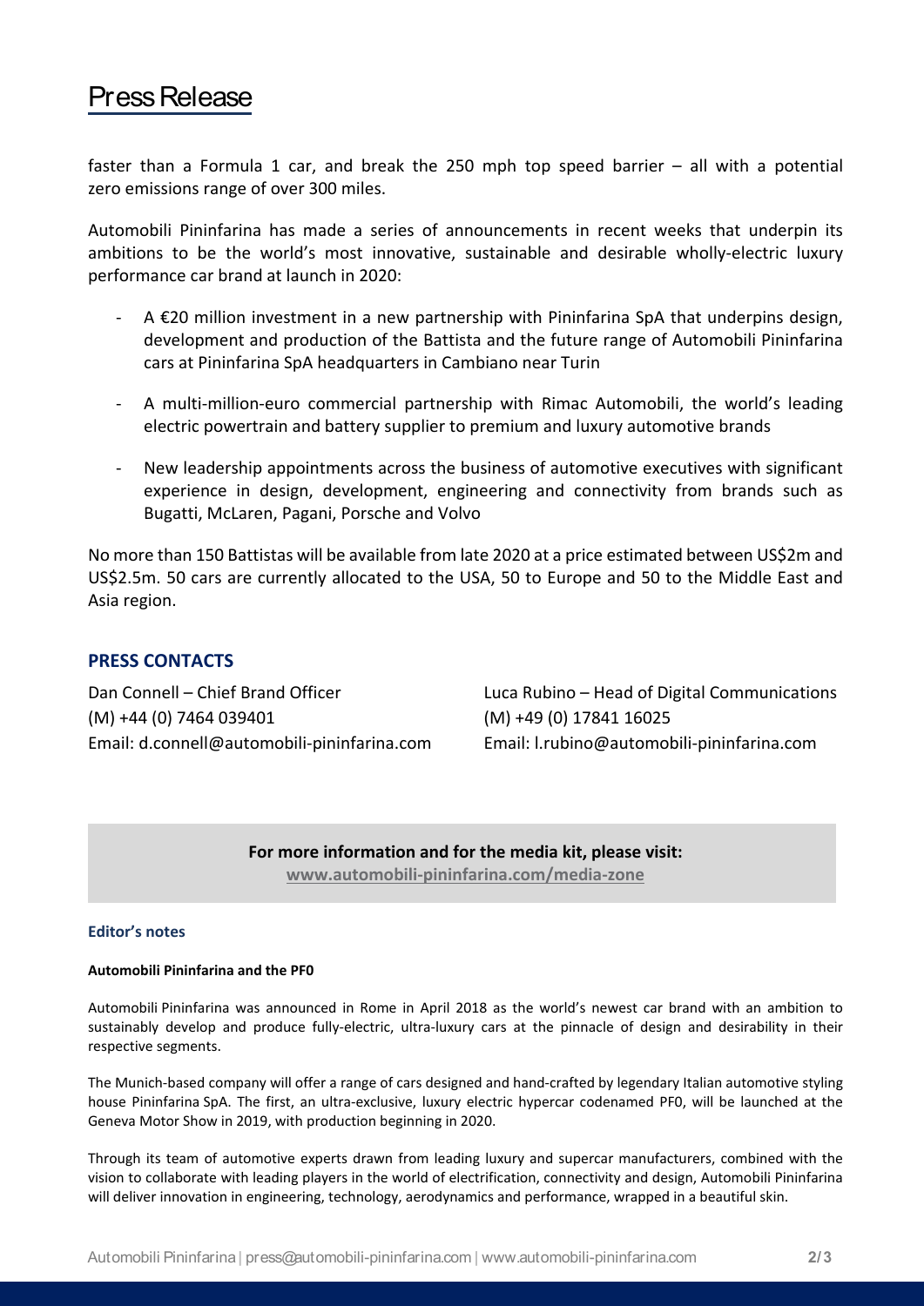faster than a Formula 1 car, and break the 250 mph top speed barrier – all with a potential zero emissions range of over 300 miles.

Automobili Pininfarina has made a series of announcements in recent weeks that underpin its ambitions to be the world's most innovative, sustainable and desirable wholly-electric luxury performance car brand at launch in 2020:

- A €20 million investment in a new partnership with Pininfarina SpA that underpins design, development and production of the Battista and the future range of Automobili Pininfarina cars at Pininfarina SpA headquarters in Cambiano near Turin
- A multi-million-euro commercial partnership with Rimac Automobili, the world's leading electric powertrain and battery supplier to premium and luxury automotive brands
- New leadership appointments across the business of automotive executives with significant experience in design, development, engineering and connectivity from brands such as Bugatti, McLaren, Pagani, Porsche and Volvo

No more than 150 Battistas will be available from late 2020 at a price estimated between US$2m and US$2.5m. 50 cars are currently allocated to the USA, 50 to Europe and 50 to the Middle East and Asia region.

## PRESS CONTACTS

Dan Connell – Chief Brand Officer
(M) +44 (0) 7464 039401
Email: d.connell@automobili-pininfarina.com

Luca Rubino – Head of Digital Communications
(M) +49 (0) 17841 16025
Email: l.rubino@automobili-pininfarina.com

**For more information and for the media kit, please visit:**
**www.automobili-pininfarina.com/media-zone**

### Editor's notes

**Automobili Pininfarina and the PF0**

Automobili Pininfarina was announced in Rome in April 2018 as the world's newest car brand with an ambition to sustainably develop and produce fully-electric, ultra-luxury cars at the pinnacle of design and desirability in their respective segments.

The Munich-based company will offer a range of cars designed and hand-crafted by legendary Italian automotive styling house Pininfarina SpA. The first, an ultra-exclusive, luxury electric hypercar codenamed PF0, will be launched at the Geneva Motor Show in 2019, with production beginning in 2020.

Through its team of automotive experts drawn from leading luxury and supercar manufacturers, combined with the vision to collaborate with leading players in the world of electrification, connectivity and design, Automobili Pininfarina will deliver innovation in engineering, technology, aerodynamics and performance, wrapped in a beautiful skin.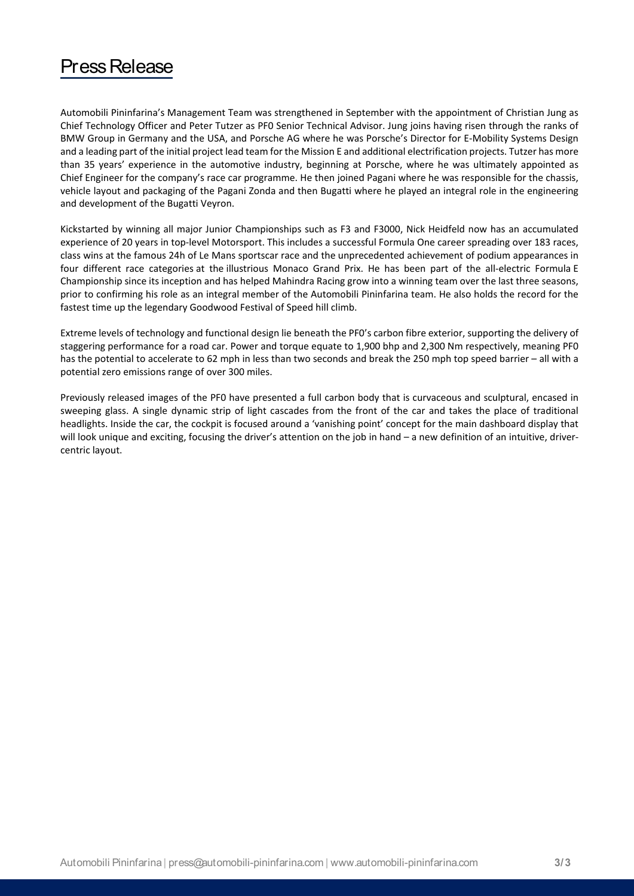# Press Release

Automobili Pininfarina's Management Team was strengthened in September with the appointment of Christian Jung as Chief Technology Officer and Peter Tutzer as PF0 Senior Technical Advisor. Jung joins having risen through the ranks of BMW Group in Germany and the USA, and Porsche AG where he was Porsche's Director for E-Mobility Systems Design and a leading part of the initial project lead team for the Mission E and additional electrification projects. Tutzer has more than 35 years' experience in the automotive industry, beginning at Porsche, where he was ultimately appointed as Chief Engineer for the company's race car programme. He then joined Pagani where he was responsible for the chassis, vehicle layout and packaging of the Pagani Zonda and then Bugatti where he played an integral role in the engineering and development of the Bugatti Veyron.

Kickstarted by winning all major Junior Championships such as F3 and F3000, Nick Heidfeld now has an accumulated experience of 20 years in top-level Motorsport. This includes a successful Formula One career spreading over 183 races, class wins at the famous 24h of Le Mans sportscar race and the unprecedented achievement of podium appearances in four different race categories at the illustrious Monaco Grand Prix. He has been part of the all-electric Formula E Championship since its inception and has helped Mahindra Racing grow into a winning team over the last three seasons, prior to confirming his role as an integral member of the Automobili Pininfarina team. He also holds the record for the fastest time up the legendary Goodwood Festival of Speed hill climb.

Extreme levels of technology and functional design lie beneath the PF0's carbon fibre exterior, supporting the delivery of staggering performance for a road car. Power and torque equate to 1,900 bhp and 2,300 Nm respectively, meaning PF0 has the potential to accelerate to 62 mph in less than two seconds and break the 250 mph top speed barrier – all with a potential zero emissions range of over 300 miles.

Previously released images of the PF0 have presented a full carbon body that is curvaceous and sculptural, encased in sweeping glass. A single dynamic strip of light cascades from the front of the car and takes the place of traditional headlights. Inside the car, the cockpit is focused around a 'vanishing point' concept for the main dashboard display that will look unique and exciting, focusing the driver's attention on the job in hand – a new definition of an intuitive, driver-centric layout.